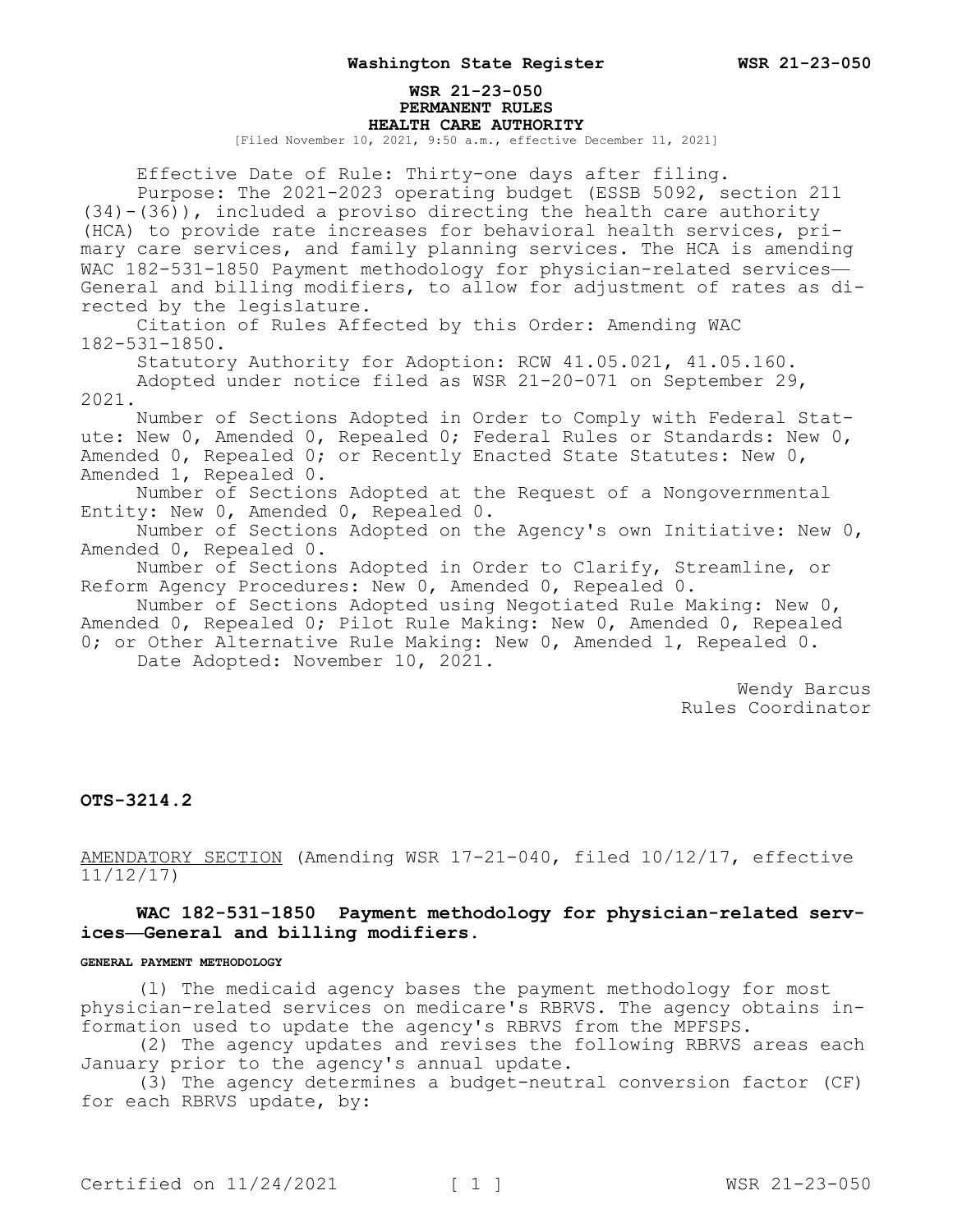# WSR 21-23-050
## PERMANENT RULES
## HEALTH CARE AUTHORITY

[Filed November 10, 2021, 9:50 a.m., effective December 11, 2021]

Effective Date of Rule: Thirty-one days after filing.

Purpose: The 2021-2023 operating budget (ESSB 5092, section 211 (34)-(36)), included a proviso directing the health care authority (HCA) to provide rate increases for behavioral health services, primary care services, and family planning services. The HCA is amending WAC 182-531-1850 Payment methodology for physician-related services—General and billing modifiers, to allow for adjustment of rates as directed by the legislature.

Citation of Rules Affected by this Order: Amending WAC 182-531-1850.

Statutory Authority for Adoption: RCW 41.05.021, 41.05.160.

Adopted under notice filed as WSR 21-20-071 on September 29, 2021.

Number of Sections Adopted in Order to Comply with Federal Statute: New 0, Amended 0, Repealed 0; Federal Rules or Standards: New 0, Amended 0, Repealed 0; or Recently Enacted State Statutes: New 0, Amended 1, Repealed 0.

Number of Sections Adopted at the Request of a Nongovernmental Entity: New 0, Amended 0, Repealed 0.

Number of Sections Adopted on the Agency's own Initiative: New 0, Amended 0, Repealed 0.

Number of Sections Adopted in Order to Clarify, Streamline, or Reform Agency Procedures: New 0, Amended 0, Repealed 0.

Number of Sections Adopted using Negotiated Rule Making: New 0, Amended 0, Repealed 0; Pilot Rule Making: New 0, Amended 0, Repealed 0; or Other Alternative Rule Making: New 0, Amended 1, Repealed 0.

Date Adopted: November 10, 2021.

Wendy Barcus
Rules Coordinator

**OTS-3214.2**

AMENDATORY SECTION (Amending WSR 17-21-040, filed 10/12/17, effective 11/12/17)

**WAC 182-531-1850 Payment methodology for physician-related services—General and billing modifiers.**

GENERAL PAYMENT METHODOLOGY

(1) The medicaid agency bases the payment methodology for most physician-related services on medicare's RBRVS. The agency obtains information used to update the agency's RBRVS from the MPFSPS.

(2) The agency updates and revises the following RBRVS areas each January prior to the agency's annual update.

(3) The agency determines a budget-neutral conversion factor (CF) for each RBRVS update, by: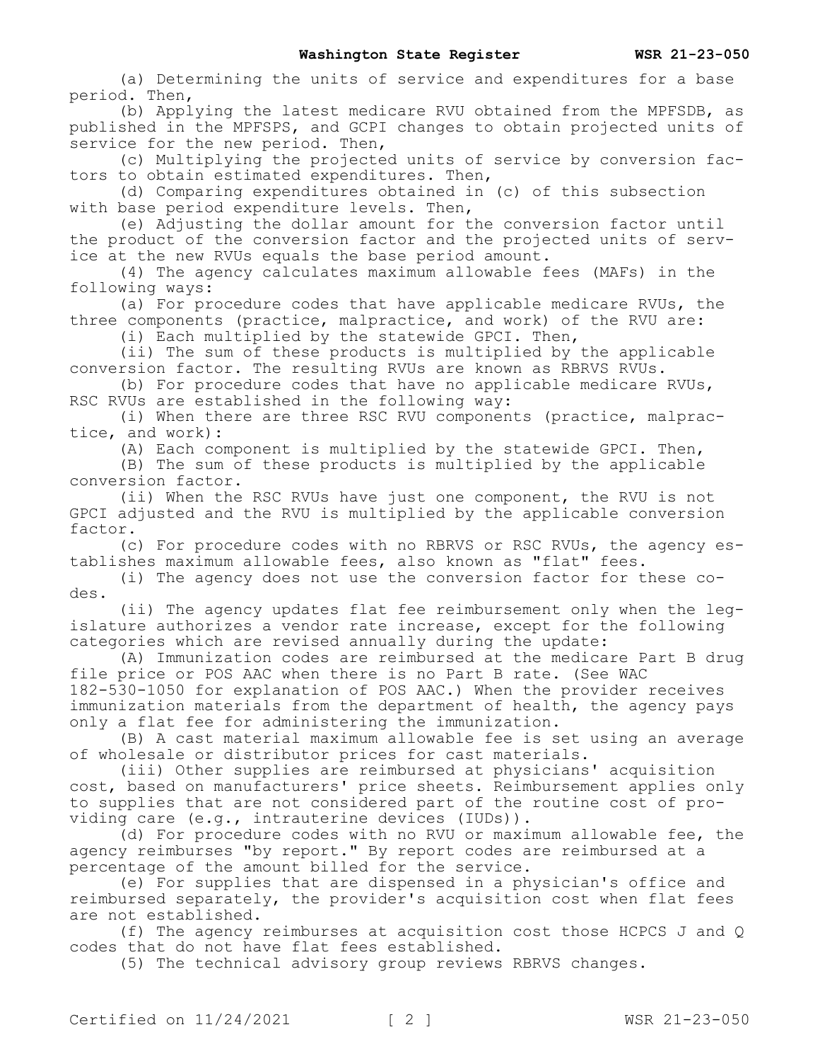(a) Determining the units of service and expenditures for a base period. Then,

(b) Applying the latest medicare RVU obtained from the MPFSDB, as published in the MPFSPS, and GCPI changes to obtain projected units of service for the new period. Then,

(c) Multiplying the projected units of service by conversion factors to obtain estimated expenditures. Then,

(d) Comparing expenditures obtained in (c) of this subsection with base period expenditure levels. Then,

(e) Adjusting the dollar amount for the conversion factor until the product of the conversion factor and the projected units of service at the new RVUs equals the base period amount.

(4) The agency calculates maximum allowable fees (MAFs) in the following ways:

(a) For procedure codes that have applicable medicare RVUs, the three components (practice, malpractice, and work) of the RVU are:

(i) Each multiplied by the statewide GPCI. Then,

(ii) The sum of these products is multiplied by the applicable conversion factor. The resulting RVUs are known as RBRVS RVUs.

(b) For procedure codes that have no applicable medicare RVUs, RSC RVUs are established in the following way:

(i) When there are three RSC RVU components (practice, malpractice, and work):

(A) Each component is multiplied by the statewide GPCI. Then,

(B) The sum of these products is multiplied by the applicable conversion factor.

(ii) When the RSC RVUs have just one component, the RVU is not GPCI adjusted and the RVU is multiplied by the applicable conversion factor.

(c) For procedure codes with no RBRVS or RSC RVUs, the agency establishes maximum allowable fees, also known as "flat" fees.

(i) The agency does not use the conversion factor for these codes.

(ii) The agency updates flat fee reimbursement only when the legislature authorizes a vendor rate increase, except for the following categories which are revised annually during the update:

(A) Immunization codes are reimbursed at the medicare Part B drug file price or POS AAC when there is no Part B rate. (See WAC 182-530-1050 for explanation of POS AAC.) When the provider receives immunization materials from the department of health, the agency pays only a flat fee for administering the immunization.

(B) A cast material maximum allowable fee is set using an average of wholesale or distributor prices for cast materials.

(iii) Other supplies are reimbursed at physicians' acquisition cost, based on manufacturers' price sheets. Reimbursement applies only to supplies that are not considered part of the routine cost of providing care (e.g., intrauterine devices (IUDs)).

(d) For procedure codes with no RVU or maximum allowable fee, the agency reimburses "by report." By report codes are reimbursed at a percentage of the amount billed for the service.

(e) For supplies that are dispensed in a physician's office and reimbursed separately, the provider's acquisition cost when flat fees are not established.

(f) The agency reimburses at acquisition cost those HCPCS J and Q codes that do not have flat fees established.

(5) The technical advisory group reviews RBRVS changes.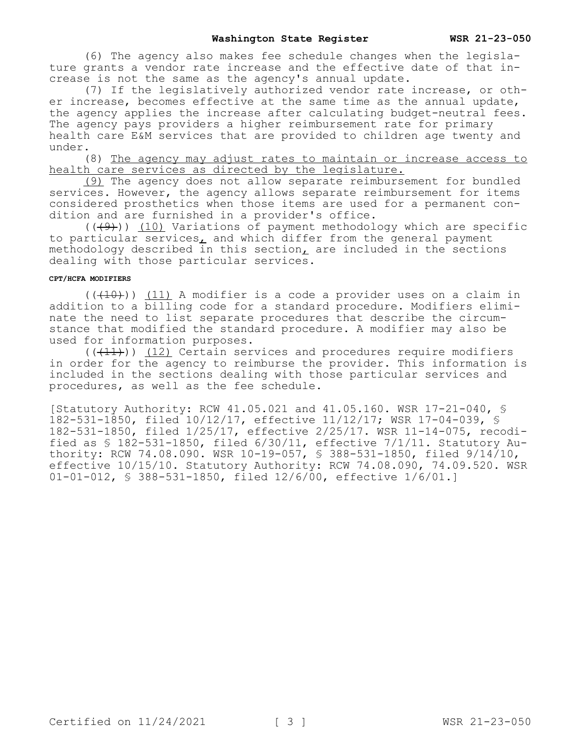(6) The agency also makes fee schedule changes when the legislature grants a vendor rate increase and the effective date of that increase is not the same as the agency's annual update.

(7) If the legislatively authorized vendor rate increase, or other increase, becomes effective at the same time as the annual update, the agency applies the increase after calculating budget-neutral fees. The agency pays providers a higher reimbursement rate for primary health care E&M services that are provided to children age twenty and under.

(8) The agency may adjust rates to maintain or increase access to health care services as directed by the legislature.

(9) The agency does not allow separate reimbursement for bundled services. However, the agency allows separate reimbursement for items considered prosthetics when those items are used for a permanent condition and are furnished in a provider's office.

((~~(9)~~)) (10) Variations of payment methodology which are specific to particular services, and which differ from the general payment methodology described in this section, are included in the sections dealing with those particular services.

**CPT/HCFA MODIFIERS**

((~~(10)~~)) (11) A modifier is a code a provider uses on a claim in addition to a billing code for a standard procedure. Modifiers eliminate the need to list separate procedures that describe the circumstance that modified the standard procedure. A modifier may also be used for information purposes.

((~~(11)~~)) (12) Certain services and procedures require modifiers in order for the agency to reimburse the provider. This information is included in the sections dealing with those particular services and procedures, as well as the fee schedule.

[Statutory Authority: RCW 41.05.021 and 41.05.160. WSR 17-21-040, § 182-531-1850, filed 10/12/17, effective 11/12/17; WSR 17-04-039, § 182-531-1850, filed 1/25/17, effective 2/25/17. WSR 11-14-075, recodified as § 182-531-1850, filed 6/30/11, effective 7/1/11. Statutory Authority: RCW 74.08.090. WSR 10-19-057, § 388-531-1850, filed 9/14/10, effective 10/15/10. Statutory Authority: RCW 74.08.090, 74.09.520. WSR 01-01-012, § 388-531-1850, filed 12/6/00, effective 1/6/01.]